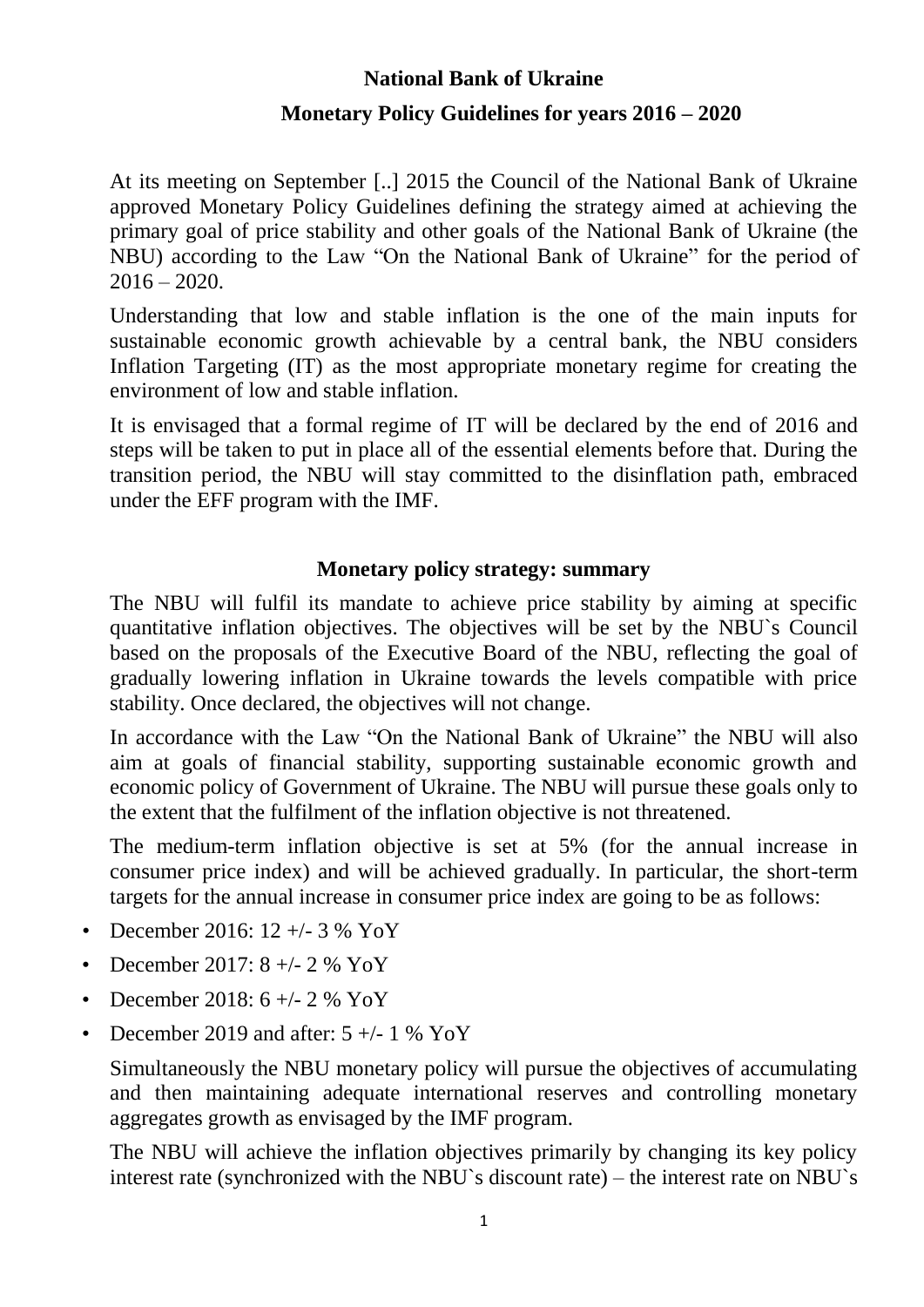# National Bank of Ukraine

## Monetary Policy Guidelines for years 2016 – 2020

At its meeting on September [..] 2015 the Council of the National Bank of Ukraine approved Monetary Policy Guidelines defining the strategy aimed at achieving the primary goal of price stability and other goals of the National Bank of Ukraine (the NBU) according to the Law "On the National Bank of Ukraine" for the period of 2016 – 2020.

Understanding that low and stable inflation is the one of the main inputs for sustainable economic growth achievable by a central bank, the NBU considers Inflation Targeting (IT) as the most appropriate monetary regime for creating the environment of low and stable inflation.

It is envisaged that a formal regime of IT will be declared by the end of 2016 and steps will be taken to put in place all of the essential elements before that. During the transition period, the NBU will stay committed to the disinflation path, embraced under the EFF program with the IMF.

### Monetary policy strategy: summary

The NBU will fulfil its mandate to achieve price stability by aiming at specific quantitative inflation objectives. The objectives will be set by the NBU`s Council based on the proposals of the Executive Board of the NBU, reflecting the goal of gradually lowering inflation in Ukraine towards the levels compatible with price stability. Once declared, the objectives will not change.

In accordance with the Law "On the National Bank of Ukraine" the NBU will also aim at goals of financial stability, supporting sustainable economic growth and economic policy of Government of Ukraine. The NBU will pursue these goals only to the extent that the fulfilment of the inflation objective is not threatened.

The medium-term inflation objective is set at 5% (for the annual increase in consumer price index) and will be achieved gradually. In particular, the short-term targets for the annual increase in consumer price index are going to be as follows:

- December 2016: 12 +/- 3 % YoY
- December 2017: 8 +/- 2 % YoY
- December 2018: 6 +/- 2 % YoY
- December 2019 and after: 5 +/- 1 % YoY

Simultaneously the NBU monetary policy will pursue the objectives of accumulating and then maintaining adequate international reserves and controlling monetary aggregates growth as envisaged by the IMF program.

The NBU will achieve the inflation objectives primarily by changing its key policy interest rate (synchronized with the NBU`s discount rate) – the interest rate on NBU`s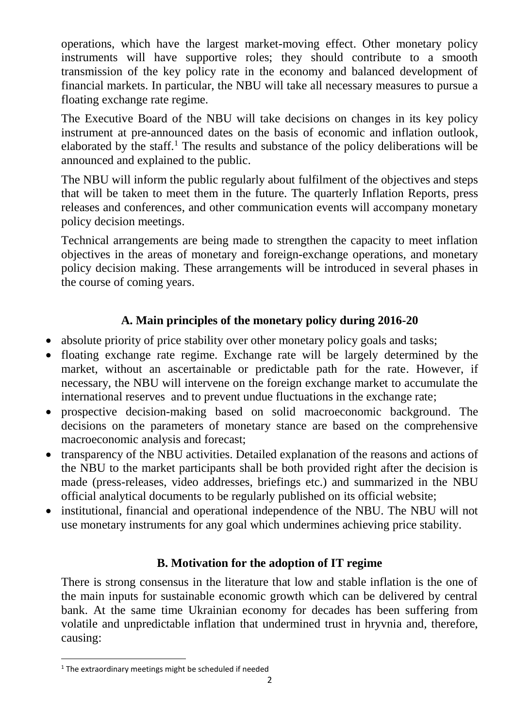operations, which have the largest market-moving effect. Other monetary policy instruments will have supportive roles; they should contribute to a smooth transmission of the key policy rate in the economy and balanced development of financial markets. In particular, the NBU will take all necessary measures to pursue a floating exchange rate regime.

The Executive Board of the NBU will take decisions on changes in its key policy instrument at pre-announced dates on the basis of economic and inflation outlook, elaborated by the staff.[1] The results and substance of the policy deliberations will be announced and explained to the public.

The NBU will inform the public regularly about fulfilment of the objectives and steps that will be taken to meet them in the future. The quarterly Inflation Reports, press releases and conferences, and other communication events will accompany monetary policy decision meetings.

Technical arrangements are being made to strengthen the capacity to meet inflation objectives in the areas of monetary and foreign-exchange operations, and monetary policy decision making. These arrangements will be introduced in several phases in the course of coming years.

## A. Main principles of the monetary policy during 2016-20

- absolute priority of price stability over other monetary policy goals and tasks;
- floating exchange rate regime. Exchange rate will be largely determined by the market, without an ascertainable or predictable path for the rate. However, if necessary, the NBU will intervene on the foreign exchange market to accumulate the international reserves and to prevent undue fluctuations in the exchange rate;
- prospective decision-making based on solid macroeconomic background. The decisions on the parameters of monetary stance are based on the comprehensive macroeconomic analysis and forecast;
- transparency of the NBU activities. Detailed explanation of the reasons and actions of the NBU to the market participants shall be both provided right after the decision is made (press-releases, video addresses, briefings etc.) and summarized in the NBU official analytical documents to be regularly published on its official website;
- institutional, financial and operational independence of the NBU. The NBU will not use monetary instruments for any goal which undermines achieving price stability.

## B. Motivation for the adoption of IT regime

There is strong consensus in the literature that low and stable inflation is the one of the main inputs for sustainable economic growth which can be delivered by central bank. At the same time Ukrainian economy for decades has been suffering from volatile and unpredictable inflation that undermined trust in hryvnia and, therefore, causing:

[1] The extraordinary meetings might be scheduled if needed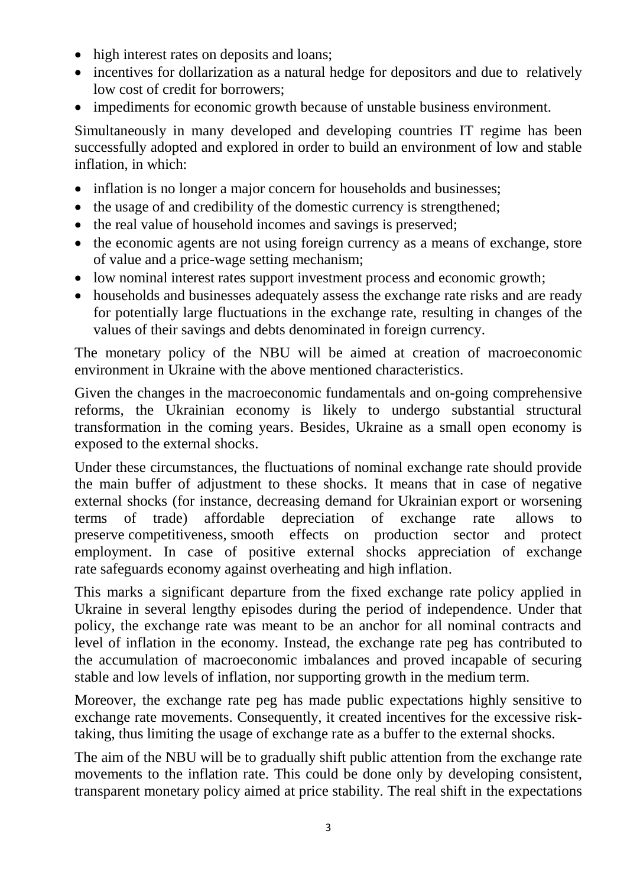- high interest rates on deposits and loans;
- incentives for dollarization as a natural hedge for depositors and due to relatively low cost of credit for borrowers;
- impediments for economic growth because of unstable business environment.

Simultaneously in many developed and developing countries IT regime has been successfully adopted and explored in order to build an environment of low and stable inflation, in which:

- inflation is no longer a major concern for households and businesses;
- the usage of and credibility of the domestic currency is strengthened;
- the real value of household incomes and savings is preserved;
- the economic agents are not using foreign currency as a means of exchange, store of value and a price-wage setting mechanism;
- low nominal interest rates support investment process and economic growth;
- households and businesses adequately assess the exchange rate risks and are ready for potentially large fluctuations in the exchange rate, resulting in changes of the values of their savings and debts denominated in foreign currency.

The monetary policy of the NBU will be aimed at creation of macroeconomic environment in Ukraine with the above mentioned characteristics.

Given the changes in the macroeconomic fundamentals and on-going comprehensive reforms, the Ukrainian economy is likely to undergo substantial structural transformation in the coming years. Besides, Ukraine as a small open economy is exposed to the external shocks.

Under these circumstances, the fluctuations of nominal exchange rate should provide the main buffer of adjustment to these shocks. It means that in case of negative external shocks (for instance, decreasing demand for Ukrainian export or worsening terms of trade) affordable depreciation of exchange rate allows to preserve competitiveness, smooth effects on production sector and protect employment. In case of positive external shocks appreciation of exchange rate safeguards economy against overheating and high inflation.

This marks a significant departure from the fixed exchange rate policy applied in Ukraine in several lengthy episodes during the period of independence. Under that policy, the exchange rate was meant to be an anchor for all nominal contracts and level of inflation in the economy. Instead, the exchange rate peg has contributed to the accumulation of macroeconomic imbalances and proved incapable of securing stable and low levels of inflation, nor supporting growth in the medium term.

Moreover, the exchange rate peg has made public expectations highly sensitive to exchange rate movements. Consequently, it created incentives for the excessive risk-taking, thus limiting the usage of exchange rate as a buffer to the external shocks.

The aim of the NBU will be to gradually shift public attention from the exchange rate movements to the inflation rate. This could be done only by developing consistent, transparent monetary policy aimed at price stability. The real shift in the expectations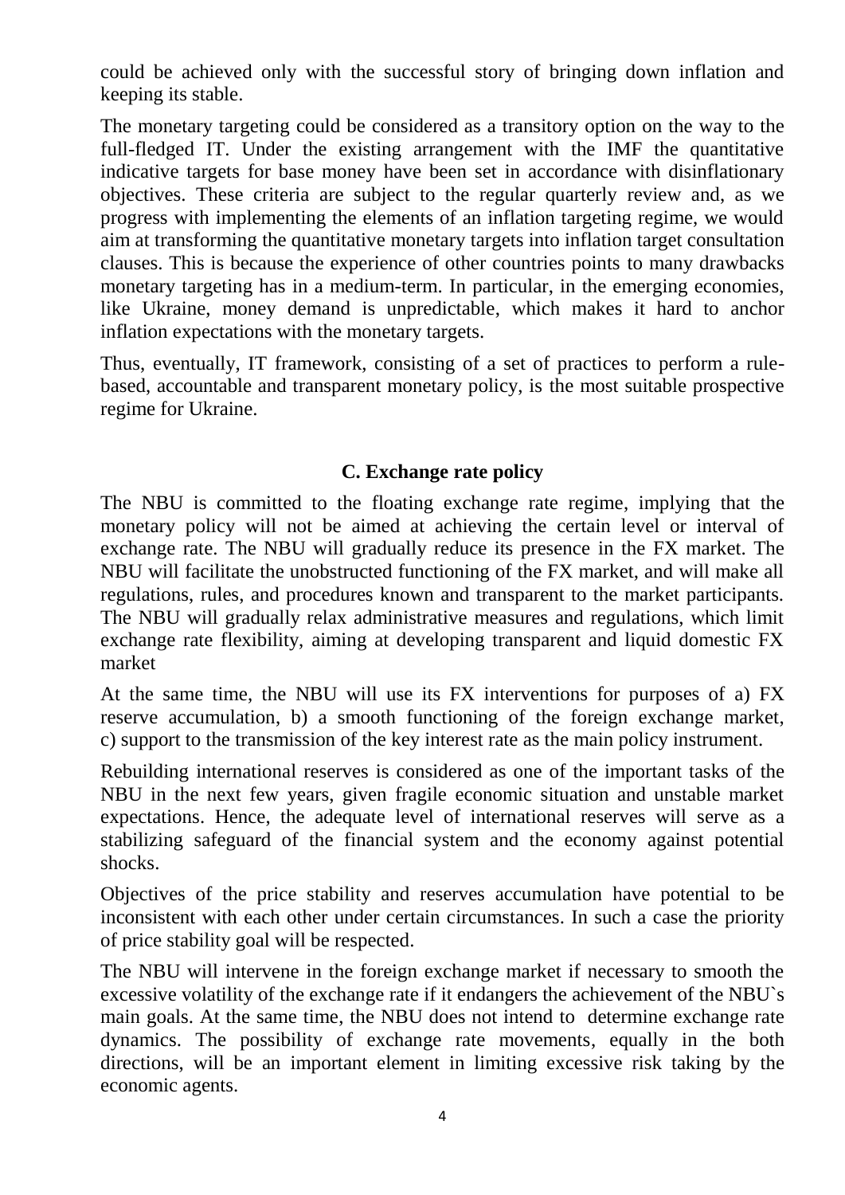could be achieved only with the successful story of bringing down inflation and keeping its stable.

The monetary targeting could be considered as a transitory option on the way to the full-fledged IT. Under the existing arrangement with the IMF the quantitative indicative targets for base money have been set in accordance with disinflationary objectives. These criteria are subject to the regular quarterly review and, as we progress with implementing the elements of an inflation targeting regime, we would aim at transforming the quantitative monetary targets into inflation target consultation clauses. This is because the experience of other countries points to many drawbacks monetary targeting has in a medium-term. In particular, in the emerging economies, like Ukraine, money demand is unpredictable, which makes it hard to anchor inflation expectations with the monetary targets.

Thus, eventually, IT framework, consisting of a set of practices to perform a rule-based, accountable and transparent monetary policy, is the most suitable prospective regime for Ukraine.

## C. Exchange rate policy

The NBU is committed to the floating exchange rate regime, implying that the monetary policy will not be aimed at achieving the certain level or interval of exchange rate. The NBU will gradually reduce its presence in the FX market. The NBU will facilitate the unobstructed functioning of the FX market, and will make all regulations, rules, and procedures known and transparent to the market participants. The NBU will gradually relax administrative measures and regulations, which limit exchange rate flexibility, aiming at developing transparent and liquid domestic FX market

At the same time, the NBU will use its FX interventions for purposes of a) FX reserve accumulation, b) a smooth functioning of the foreign exchange market, c) support to the transmission of the key interest rate as the main policy instrument.

Rebuilding international reserves is considered as one of the important tasks of the NBU in the next few years, given fragile economic situation and unstable market expectations. Hence, the adequate level of international reserves will serve as a stabilizing safeguard of the financial system and the economy against potential shocks.

Objectives of the price stability and reserves accumulation have potential to be inconsistent with each other under certain circumstances. In such a case the priority of price stability goal will be respected.

The NBU will intervene in the foreign exchange market if necessary to smooth the excessive volatility of the exchange rate if it endangers the achievement of the NBU`s main goals. At the same time, the NBU does not intend to determine exchange rate dynamics. The possibility of exchange rate movements, equally in the both directions, will be an important element in limiting excessive risk taking by the economic agents.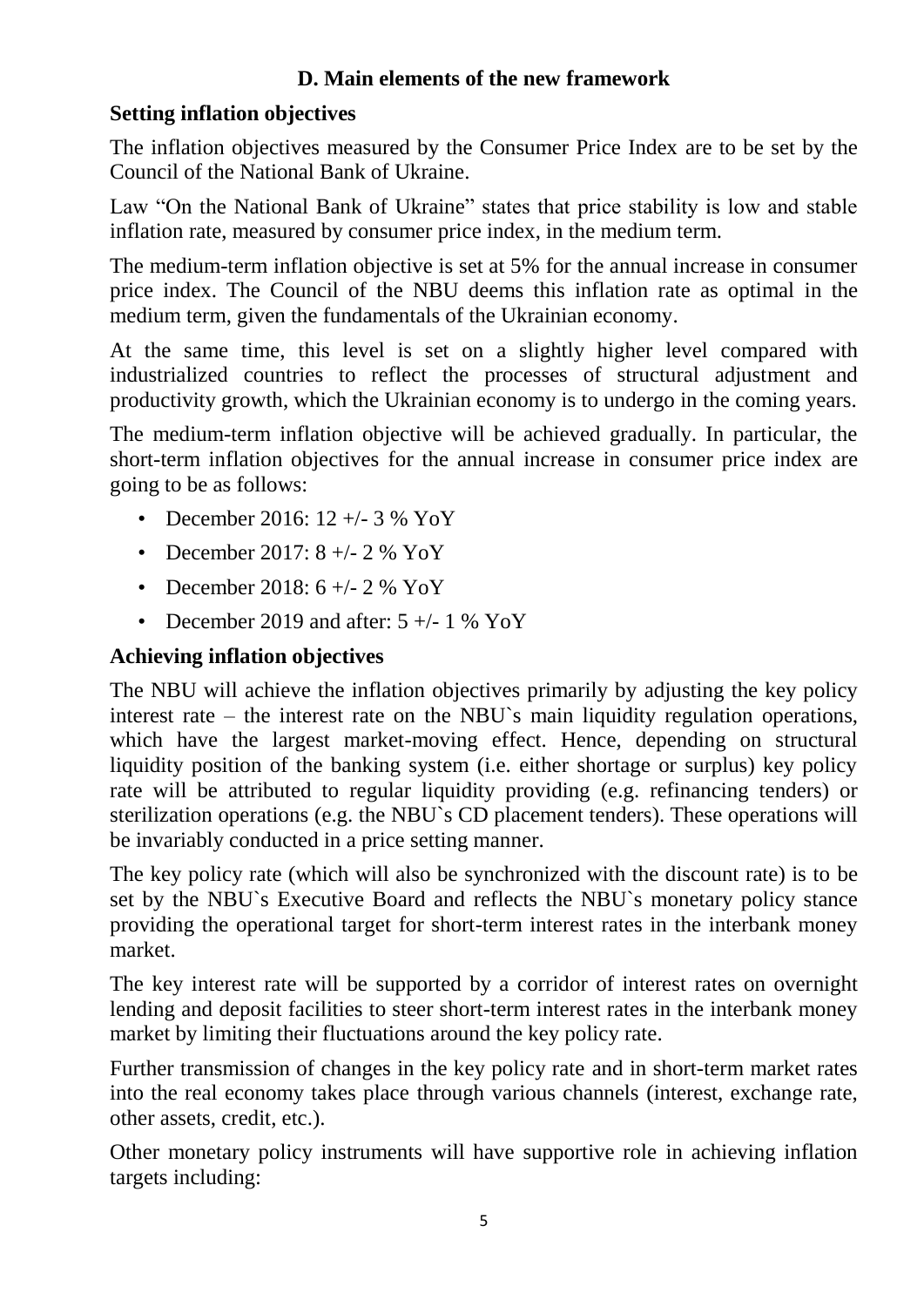## D. Main elements of the new framework

### Setting inflation objectives

The inflation objectives measured by the Consumer Price Index are to be set by the Council of the National Bank of Ukraine.

Law "On the National Bank of Ukraine" states that price stability is low and stable inflation rate, measured by consumer price index, in the medium term.

The medium-term inflation objective is set at 5% for the annual increase in consumer price index. The Council of the NBU deems this inflation rate as optimal in the medium term, given the fundamentals of the Ukrainian economy.

At the same time, this level is set on a slightly higher level compared with industrialized countries to reflect the processes of structural adjustment and productivity growth, which the Ukrainian economy is to undergo in the coming years.

The medium-term inflation objective will be achieved gradually. In particular, the short-term inflation objectives for the annual increase in consumer price index are going to be as follows:

- December 2016: 12 +/- 3 % YoY
- December 2017: 8 +/- 2 % YoY
- December 2018: 6 +/- 2 % YoY
- December 2019 and after: 5 +/- 1 % YoY

### Achieving inflation objectives

The NBU will achieve the inflation objectives primarily by adjusting the key policy interest rate – the interest rate on the NBU`s main liquidity regulation operations, which have the largest market-moving effect. Hence, depending on structural liquidity position of the banking system (i.e. either shortage or surplus) key policy rate will be attributed to regular liquidity providing (e.g. refinancing tenders) or sterilization operations (e.g. the NBU`s CD placement tenders). These operations will be invariably conducted in a price setting manner.

The key policy rate (which will also be synchronized with the discount rate) is to be set by the NBU`s Executive Board and reflects the NBU`s monetary policy stance providing the operational target for short-term interest rates in the interbank money market.

The key interest rate will be supported by a corridor of interest rates on overnight lending and deposit facilities to steer short-term interest rates in the interbank money market by limiting their fluctuations around the key policy rate.

Further transmission of changes in the key policy rate and in short-term market rates into the real economy takes place through various channels (interest, exchange rate, other assets, credit, etc.).

Other monetary policy instruments will have supportive role in achieving inflation targets including: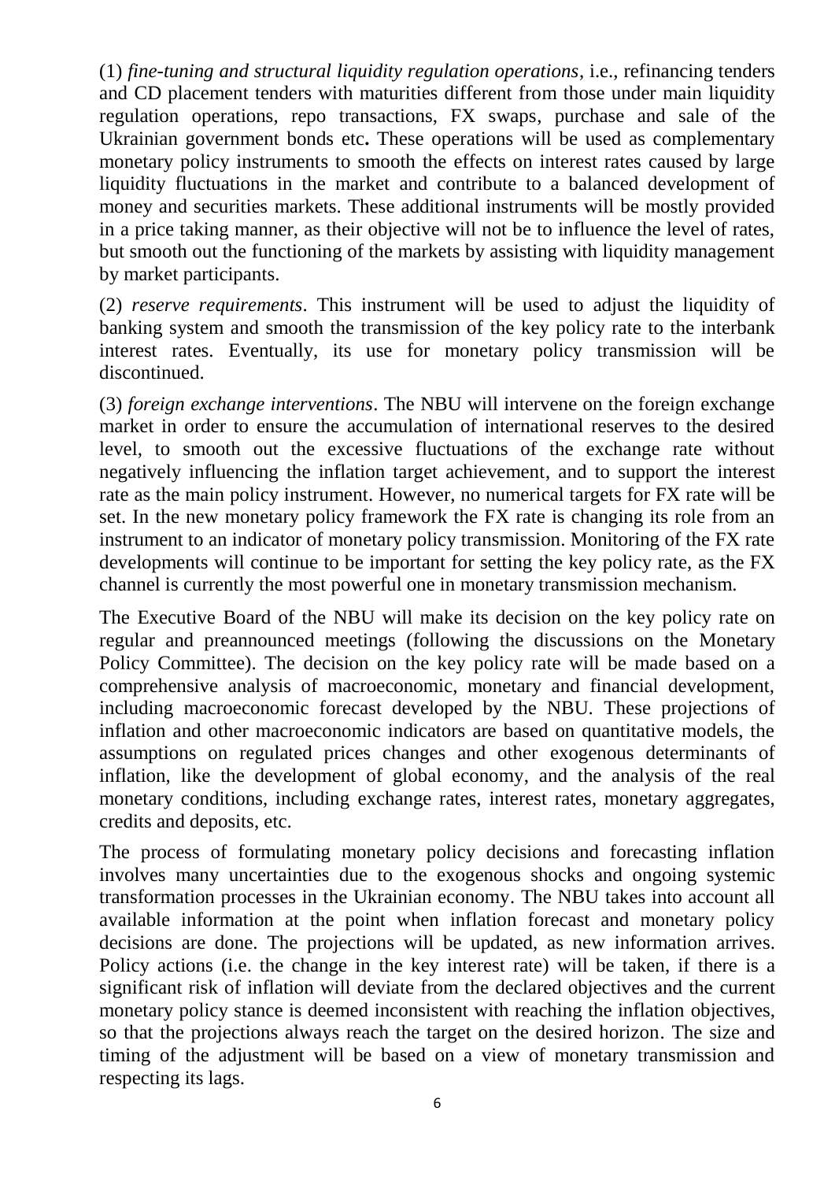(1) *fine-tuning and structural liquidity regulation operations*, i.e., refinancing tenders and CD placement tenders with maturities different from those under main liquidity regulation operations, repo transactions, FX swaps, purchase and sale of the Ukrainian government bonds etc**.** These operations will be used as complementary monetary policy instruments to smooth the effects on interest rates caused by large liquidity fluctuations in the market and contribute to a balanced development of money and securities markets. These additional instruments will be mostly provided in a price taking manner, as their objective will not be to influence the level of rates, but smooth out the functioning of the markets by assisting with liquidity management by market participants.

(2) *reserve requirements*. This instrument will be used to adjust the liquidity of banking system and smooth the transmission of the key policy rate to the interbank interest rates. Eventually, its use for monetary policy transmission will be discontinued.

(3) *foreign exchange interventions*. The NBU will intervene on the foreign exchange market in order to ensure the accumulation of international reserves to the desired level, to smooth out the excessive fluctuations of the exchange rate without negatively influencing the inflation target achievement, and to support the interest rate as the main policy instrument. However, no numerical targets for FX rate will be set. In the new monetary policy framework the FX rate is changing its role from an instrument to an indicator of monetary policy transmission. Monitoring of the FX rate developments will continue to be important for setting the key policy rate, as the FX channel is currently the most powerful one in monetary transmission mechanism.

The Executive Board of the NBU will make its decision on the key policy rate on regular and preannounced meetings (following the discussions on the Monetary Policy Committee). The decision on the key policy rate will be made based on a comprehensive analysis of macroeconomic, monetary and financial development, including macroeconomic forecast developed by the NBU. These projections of inflation and other macroeconomic indicators are based on quantitative models, the assumptions on regulated prices changes and other exogenous determinants of inflation, like the development of global economy, and the analysis of the real monetary conditions, including exchange rates, interest rates, monetary aggregates, credits and deposits, etc.

The process of formulating monetary policy decisions and forecasting inflation involves many uncertainties due to the exogenous shocks and ongoing systemic transformation processes in the Ukrainian economy. The NBU takes into account all available information at the point when inflation forecast and monetary policy decisions are done. The projections will be updated, as new information arrives. Policy actions (i.e. the change in the key interest rate) will be taken, if there is a significant risk of inflation will deviate from the declared objectives and the current monetary policy stance is deemed inconsistent with reaching the inflation objectives, so that the projections always reach the target on the desired horizon. The size and timing of the adjustment will be based on a view of monetary transmission and respecting its lags.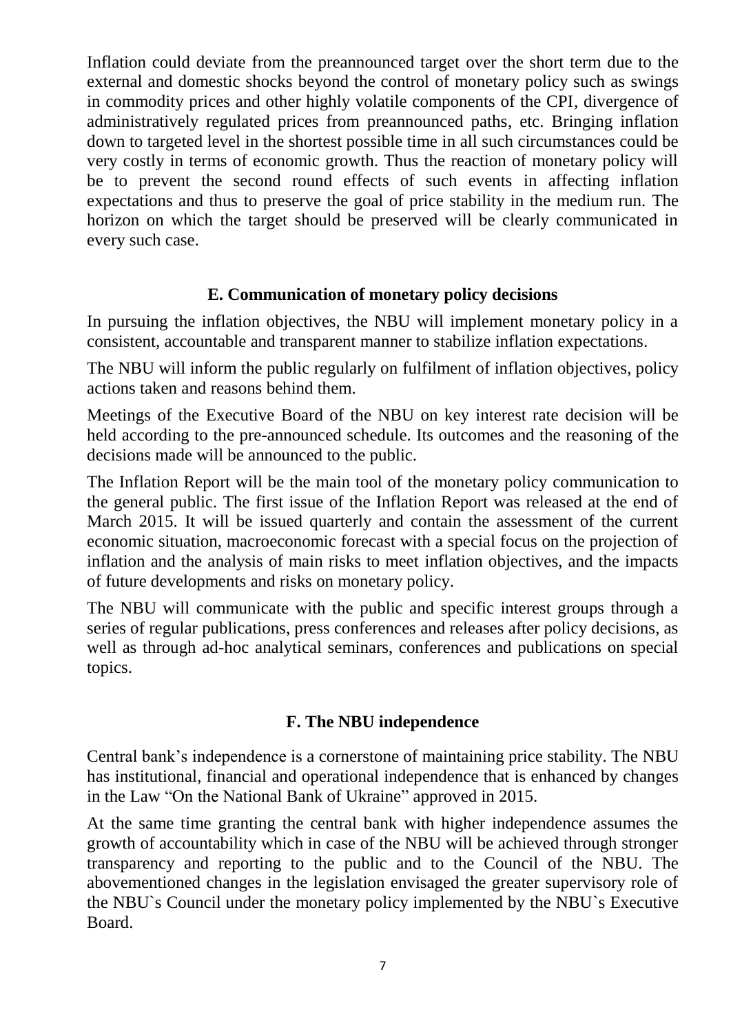Inflation could deviate from the preannounced target over the short term due to the external and domestic shocks beyond the control of monetary policy such as swings in commodity prices and other highly volatile components of the CPI, divergence of administratively regulated prices from preannounced paths, etc. Bringing inflation down to targeted level in the shortest possible time in all such circumstances could be very costly in terms of economic growth. Thus the reaction of monetary policy will be to prevent the second round effects of such events in affecting inflation expectations and thus to preserve the goal of price stability in the medium run. The horizon on which the target should be preserved will be clearly communicated in every such case.

## E. Communication of monetary policy decisions

In pursuing the inflation objectives, the NBU will implement monetary policy in a consistent, accountable and transparent manner to stabilize inflation expectations.

The NBU will inform the public regularly on fulfilment of inflation objectives, policy actions taken and reasons behind them.

Meetings of the Executive Board of the NBU on key interest rate decision will be held according to the pre-announced schedule. Its outcomes and the reasoning of the decisions made will be announced to the public.

The Inflation Report will be the main tool of the monetary policy communication to the general public. The first issue of the Inflation Report was released at the end of March 2015. It will be issued quarterly and contain the assessment of the current economic situation, macroeconomic forecast with a special focus on the projection of inflation and the analysis of main risks to meet inflation objectives, and the impacts of future developments and risks on monetary policy.

The NBU will communicate with the public and specific interest groups through a series of regular publications, press conferences and releases after policy decisions, as well as through ad-hoc analytical seminars, conferences and publications on special topics.

## F. The NBU independence

Central bank's independence is a cornerstone of maintaining price stability. The NBU has institutional, financial and operational independence that is enhanced by changes in the Law "On the National Bank of Ukraine" approved in 2015.

At the same time granting the central bank with higher independence assumes the growth of accountability which in case of the NBU will be achieved through stronger transparency and reporting to the public and to the Council of the NBU. The abovementioned changes in the legislation envisaged the greater supervisory role of the NBU`s Council under the monetary policy implemented by the NBU`s Executive Board.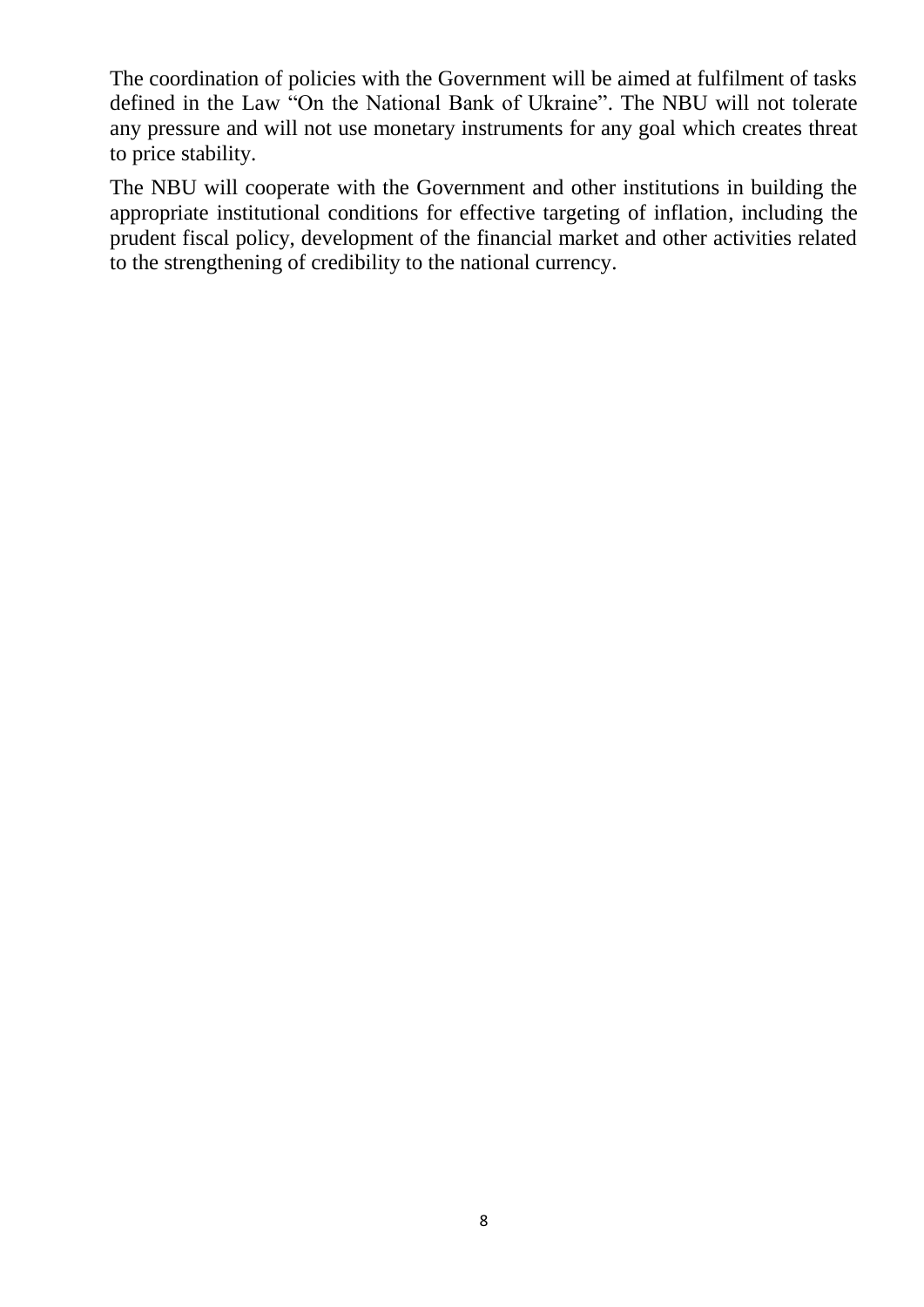The coordination of policies with the Government will be aimed at fulfilment of tasks defined in the Law "On the National Bank of Ukraine". The NBU will not tolerate any pressure and will not use monetary instruments for any goal which creates threat to price stability.

The NBU will cooperate with the Government and other institutions in building the appropriate institutional conditions for effective targeting of inflation, including the prudent fiscal policy, development of the financial market and other activities related to the strengthening of credibility to the national currency.